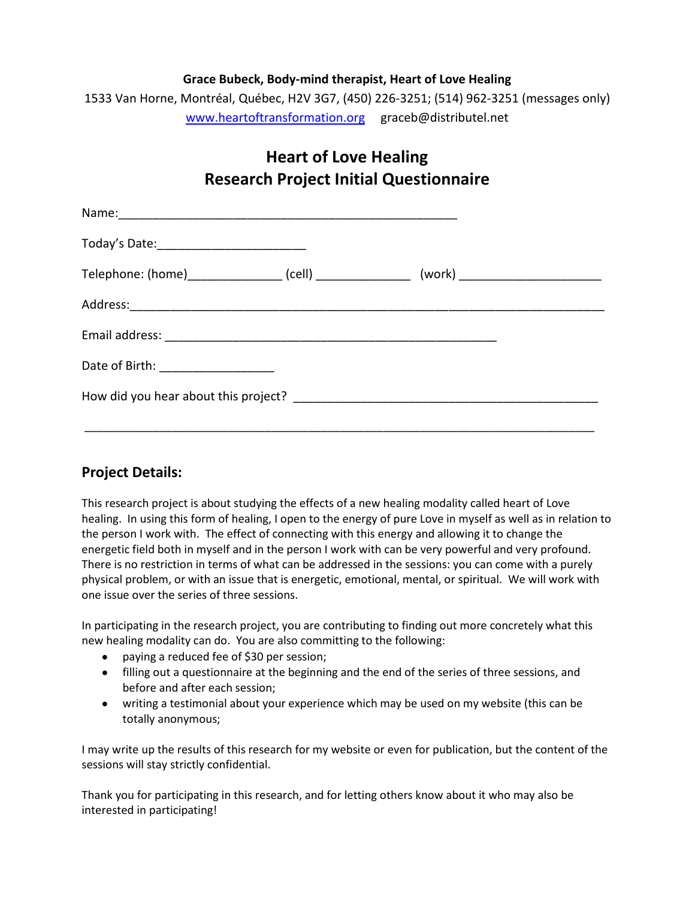**Grace Bubeck, Body-mind therapist, Heart of Love Healing**

1533 Van Horne, Montréal, Québec, H2V 3G7, (450) 226-3251; (514) 962-3251 (messages only)

www.heartoftransformation.org   graceb@distributel.net

# Heart of Love Healing
# Research Project Initial Questionnaire

Name:__________________________________________________

Today's Date:______________________

Telephone: (home)______________ (cell) ______________ (work) _____________________

Address:__________________________________________________________________________

Email address: __________________________________________________

Date of Birth: _________________

How did you hear about this project? ______________________________________________

_____________________________________________________________________________

## Project Details:

This research project is about studying the effects of a new healing modality called heart of Love healing. In using this form of healing, I open to the energy of pure Love in myself as well as in relation to the person I work with. The effect of connecting with this energy and allowing it to change the energetic field both in myself and in the person I work with can be very powerful and very profound. There is no restriction in terms of what can be addressed in the sessions: you can come with a purely physical problem, or with an issue that is energetic, emotional, mental, or spiritual. We will work with one issue over the series of three sessions.

In participating in the research project, you are contributing to finding out more concretely what this new healing modality can do. You are also committing to the following:

- paying a reduced fee of $30 per session;
- filling out a questionnaire at the beginning and the end of the series of three sessions, and before and after each session;
- writing a testimonial about your experience which may be used on my website (this can be totally anonymous;

I may write up the results of this research for my website or even for publication, but the content of the sessions will stay strictly confidential.

Thank you for participating in this research, and for letting others know about it who may also be interested in participating!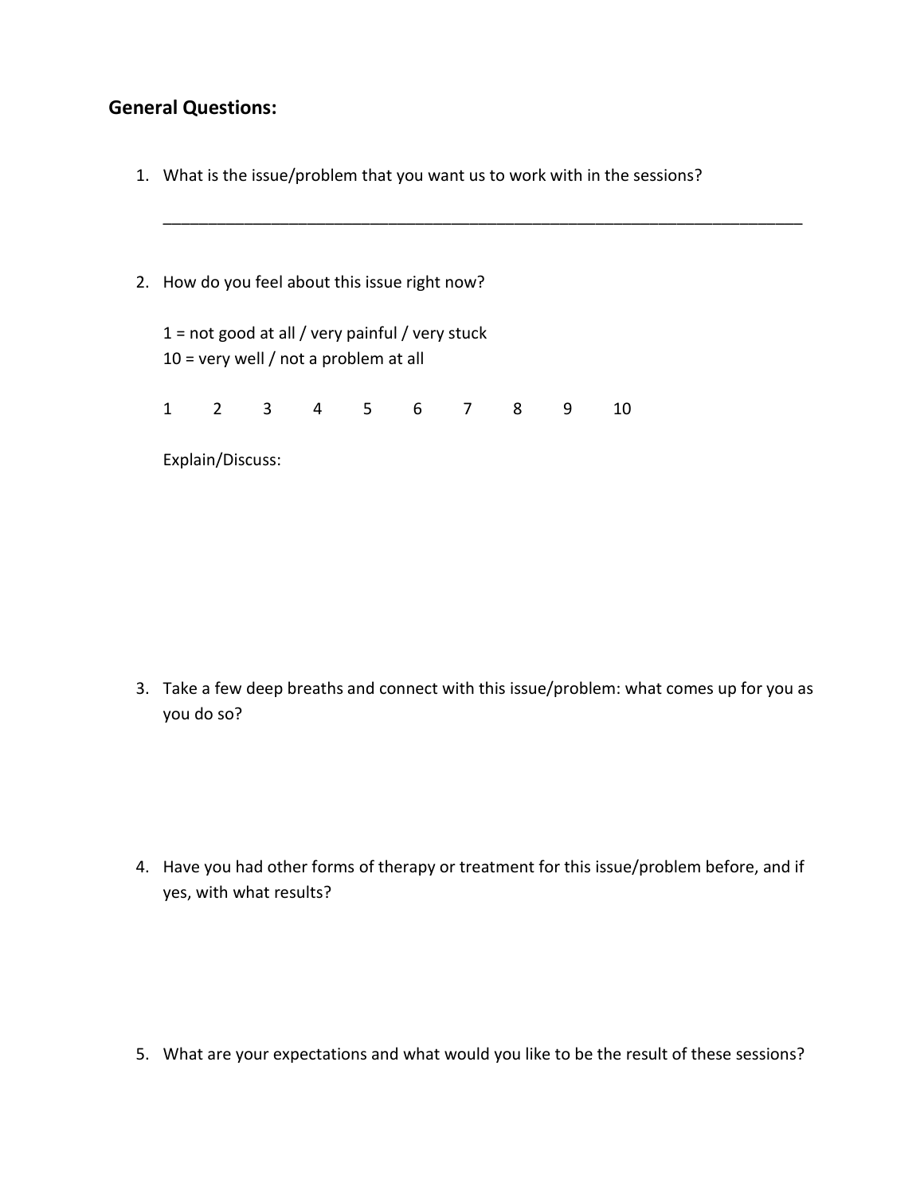## General Questions:

1. What is the issue/problem that you want us to work with in the sessions?

   ___________________________________________________________________________

2. How do you feel about this issue right now?

   1 = not good at all / very painful / very stuck
   10 = very well / not a problem at all

   1 2 3 4 5 6 7 8 9 10

   Explain/Discuss:

3. Take a few deep breaths and connect with this issue/problem: what comes up for you as you do so?

4. Have you had other forms of therapy or treatment for this issue/problem before, and if yes, with what results?

5. What are your expectations and what would you like to be the result of these sessions?